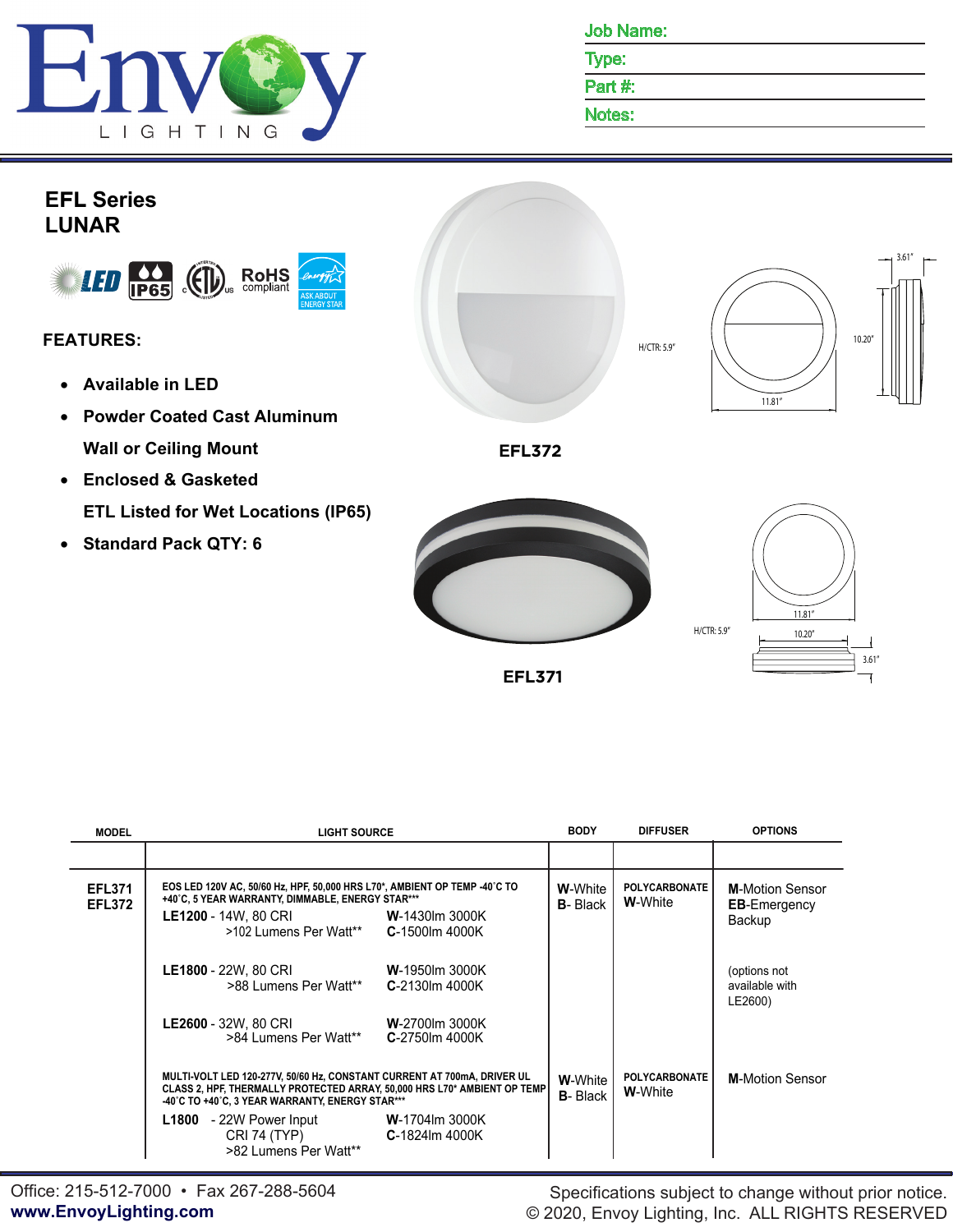Job Name:

Type:

Part #:

Notes:

# EFL Series
# LUNAR

LED IP65 ETL RoHS compliant ASK ABOUT ENERGY STAR

## FEATURES:

- Available in LED
- Powder Coated Cast Aluminum
  Wall or Ceiling Mount
- Enclosed & Gasketed
  ETL Listed for Wet Locations (IP65)
- Standard Pack QTY: 6

H/CTR: 5.9" 11.81" 10.20" 3.61"

EFL372

H/CTR: 5.9" 11.81" 10.20" 3.61"

EFL371

| MODEL | LIGHT SOURCE | BODY | DIFFUSER | OPTIONS |
|---|---|---|---|---|
| EFL371<br>EFL372 | EOS LED 120V AC, 50/60 Hz, HPF, 50,000 HRS L70*, AMBIENT OP TEMP -40˚C TO +40˚C, 5 YEAR WARRANTY, DIMMABLE, ENERGY STAR***<br>**LE1200** - 14W, 80 CRI >102 Lumens Per Watt** — **W**-1430lm 3000K, **C**-1500lm 4000K<br>**LE1800** - 22W, 80 CRI >88 Lumens Per Watt** — **W**-1950lm 3000K, **C**-2130lm 4000K<br>**LE2600** - 32W, 80 CRI >84 Lumens Per Watt** — **W**-2700lm 3000K, **C**-2750lm 4000K | **W**-White<br>**B**- Black | POLYCARBONATE<br>**W**-White | **M**-Motion Sensor<br>**EB**-Emergency Backup<br>(options not available with LE2600) |
| | MULTI-VOLT LED 120-277V, 50/60 Hz, CONSTANT CURRENT AT 700mA, DRIVER UL CLASS 2, HPF, THERMALLY PROTECTED ARRAY, 50,000 HRS L70* AMBIENT OP TEMP -40˚C TO +40˚C, 3 YEAR WARRANTY, ENERGY STAR***<br>**L1800** - 22W Power Input CRI 74 (TYP) >82 Lumens Per Watt** — **W**-1704lm 3000K, **C**-1824lm 4000K | **W**-White<br>**B**- Black | POLYCARBONATE<br>**W**-White | **M**-Motion Sensor |

Office: 215-512-7000 • Fax 267-288-5604
**www.EnvoyLighting.com**

Specifications subject to change without prior notice.
© 2020, Envoy Lighting, Inc. ALL RIGHTS RESERVED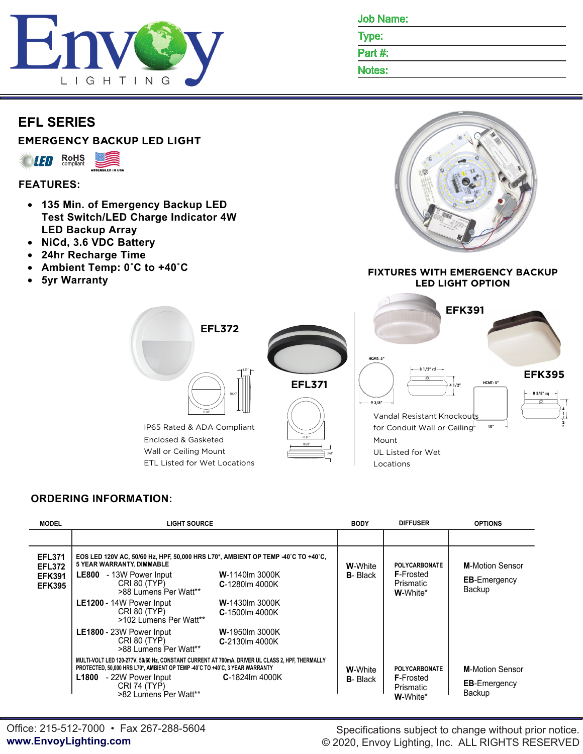Job Name:

Type:

Part #:

Notes:

# EFL SERIES

## EMERGENCY BACKUP LED LIGHT

LED RoHS compliant ASSEMBLED IN USA

### FEATURES:

- 135 Min. of Emergency Backup LED Test Switch/LED Charge Indicator 4W LED Backup Array
- NiCd, 3.6 VDC Battery
- 24hr Recharge Time
- Ambient Temp: 0˚C to +40˚C
- 5yr Warranty

FIXTURES WITH EMERGENCY BACKUP LED LIGHT OPTION

EFL372

IP65 Rated & ADA Compliant
Enclosed & Gasketed
Wall or Ceiling Mount
ETL Listed for Wet Locations

EFL371

EFK391

EFK395

Vandal Resistant Knockouts for Conduit Wall or Ceiling Mount
UL Listed for Wet Locations

### ORDERING INFORMATION:

| MODEL | LIGHT SOURCE | | BODY | DIFFUSER | OPTIONS |
|---|---|---|---|---|---|
| EFL371<br>EFL372<br>EFK391<br>EFK395 | EOS LED 120V AC, 50/60 Hz, HPF, 50,000 HRS L70*, AMBIENT OP TEMP -40˚C TO +40˚C, 5 YEAR WARRANTY, DIMMABLE | | W-White<br>B- Black | POLYCARBONATE<br>F-Frosted Prismatic<br>W-White* | M-Motion Sensor<br>EB-Emergency Backup |
| | LE800 - 13W Power Input<br>CRI 80 (TYP)<br>>88 Lumens Per Watt** | W-1140lm 3000K<br>C-1280lm 4000K | | | |
| | LE1200 - 14W Power Input<br>CRI 80 (TYP)<br>>102 Lumens Per Watt** | W-1430lm 3000K<br>C-1500lm 4000K | | | |
| | LE1800 - 23W Power Input<br>CRI 80 (TYP)<br>>88 Lumens Per Watt** | W-1950lm 3000K<br>C-2130lm 4000K | | | |
| | MULTI-VOLT LED 120-277V, 50/60 Hz, CONSTANT CURRENT AT 700mA, DRIVER UL CLASS 2, HPF, THERMALLY PROTECTED, 50,000 HRS L70*, AMBIENT OP TEMP -40˚C TO +40˚C, 3 YEAR WARRANTY | | W-White<br>B- Black | POLYCARBONATE<br>F-Frosted Prismatic<br>W-White* | M-Motion Sensor<br>EB-Emergency Backup |
| | L1800 - 22W Power Input<br>CRI 74 (TYP)<br>>82 Lumens Per Watt** | C-1824lm 4000K | | | |

Office: 215-512-7000 • Fax 267-288-5604
www.EnvoyLighting.com

Specifications subject to change without prior notice.
© 2020, Envoy Lighting, Inc. ALL RIGHTS RESERVED